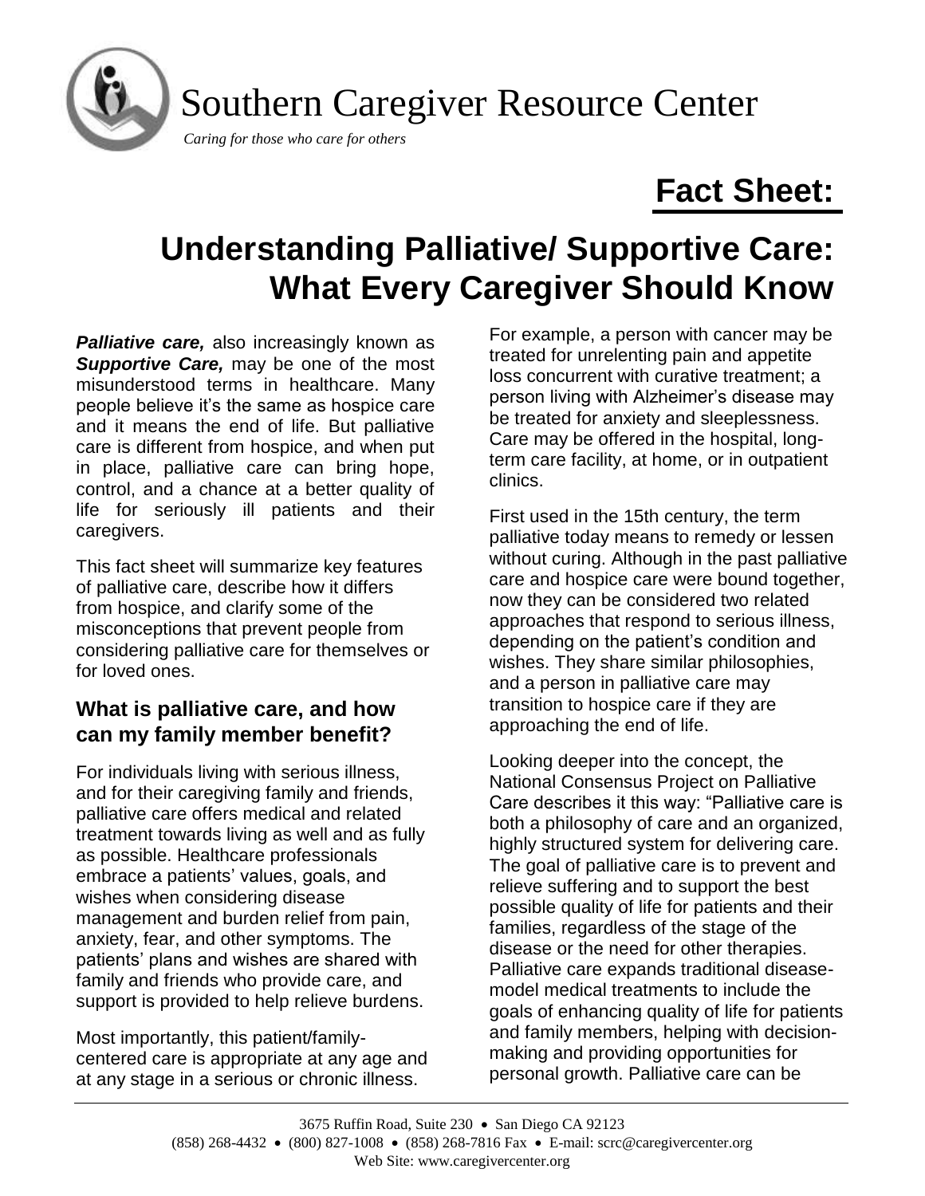Southern Caregiver Resource Center

*Caring for those who care for others*

# Fact Sheet:

# Understanding Palliative/ Supportive Care: What Every Caregiver Should Know

***Palliative care,*** also increasingly known as ***Supportive Care,*** may be one of the most misunderstood terms in healthcare. Many people believe it's the same as hospice care and it means the end of life. But palliative care is different from hospice, and when put in place, palliative care can bring hope, control, and a chance at a better quality of life for seriously ill patients and their caregivers.

This fact sheet will summarize key features of palliative care, describe how it differs from hospice, and clarify some of the misconceptions that prevent people from considering palliative care for themselves or for loved ones.

## What is palliative care, and how can my family member benefit?

For individuals living with serious illness, and for their caregiving family and friends, palliative care offers medical and related treatment towards living as well and as fully as possible. Healthcare professionals embrace a patients' values, goals, and wishes when considering disease management and burden relief from pain, anxiety, fear, and other symptoms. The patients' plans and wishes are shared with family and friends who provide care, and support is provided to help relieve burdens.

Most importantly, this patient/family-centered care is appropriate at any age and at any stage in a serious or chronic illness. For example, a person with cancer may be treated for unrelenting pain and appetite loss concurrent with curative treatment; a person living with Alzheimer's disease may be treated for anxiety and sleeplessness. Care may be offered in the hospital, long-term care facility, at home, or in outpatient clinics.

First used in the 15th century, the term palliative today means to remedy or lessen without curing. Although in the past palliative care and hospice care were bound together, now they can be considered two related approaches that respond to serious illness, depending on the patient's condition and wishes. They share similar philosophies, and a person in palliative care may transition to hospice care if they are approaching the end of life.

Looking deeper into the concept, the National Consensus Project on Palliative Care describes it this way: "Palliative care is both a philosophy of care and an organized, highly structured system for delivering care. The goal of palliative care is to prevent and relieve suffering and to support the best possible quality of life for patients and their families, regardless of the stage of the disease or the need for other therapies. Palliative care expands traditional disease-model medical treatments to include the goals of enhancing quality of life for patients and family members, helping with decision-making and providing opportunities for personal growth. Palliative care can be

3675 Ruffin Road, Suite 230 • San Diego CA 92123
(858) 268-4432 • (800) 827-1008 • (858) 268-7816 Fax • E-mail: scrc@caregivercenter.org
Web Site: www.caregivercenter.org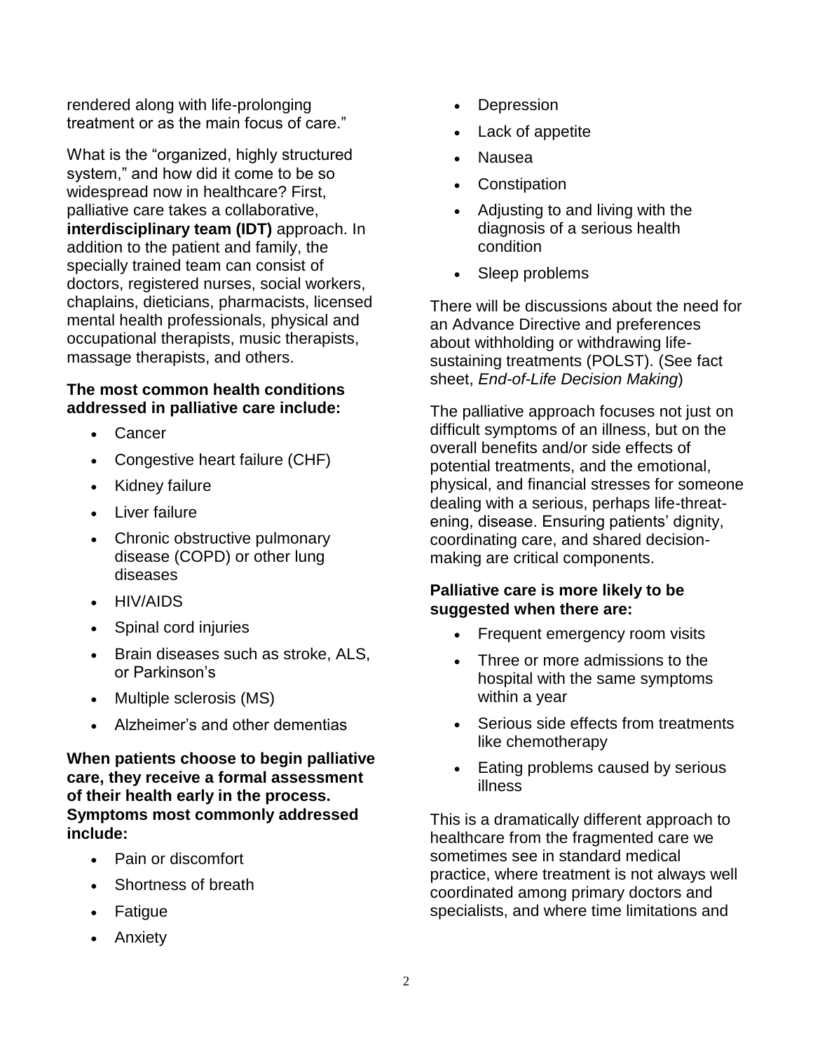rendered along with life-prolonging treatment or as the main focus of care."

What is the "organized, highly structured system," and how did it come to be so widespread now in healthcare? First, palliative care takes a collaborative, **interdisciplinary team (IDT)** approach. In addition to the patient and family, the specially trained team can consist of doctors, registered nurses, social workers, chaplains, dieticians, pharmacists, licensed mental health professionals, physical and occupational therapists, music therapists, massage therapists, and others.

**The most common health conditions addressed in palliative care include:**

- Cancer
- Congestive heart failure (CHF)
- Kidney failure
- Liver failure
- Chronic obstructive pulmonary disease (COPD) or other lung diseases
- HIV/AIDS
- Spinal cord injuries
- Brain diseases such as stroke, ALS, or Parkinson's
- Multiple sclerosis (MS)
- Alzheimer's and other dementias

**When patients choose to begin palliative care, they receive a formal assessment of their health early in the process. Symptoms most commonly addressed include:**

- Pain or discomfort
- Shortness of breath
- Fatigue
- Anxiety
- Depression
- Lack of appetite
- Nausea
- Constipation
- Adjusting to and living with the diagnosis of a serious health condition
- Sleep problems

There will be discussions about the need for an Advance Directive and preferences about withholding or withdrawing life-sustaining treatments (POLST). (See fact sheet, *End-of-Life Decision Making*)

The palliative approach focuses not just on difficult symptoms of an illness, but on the overall benefits and/or side effects of potential treatments, and the emotional, physical, and financial stresses for someone dealing with a serious, perhaps life-threatening, disease. Ensuring patients' dignity, coordinating care, and shared decision-making are critical components.

**Palliative care is more likely to be suggested when there are:**

- Frequent emergency room visits
- Three or more admissions to the hospital with the same symptoms within a year
- Serious side effects from treatments like chemotherapy
- Eating problems caused by serious illness

This is a dramatically different approach to healthcare from the fragmented care we sometimes see in standard medical practice, where treatment is not always well coordinated among primary doctors and specialists, and where time limitations and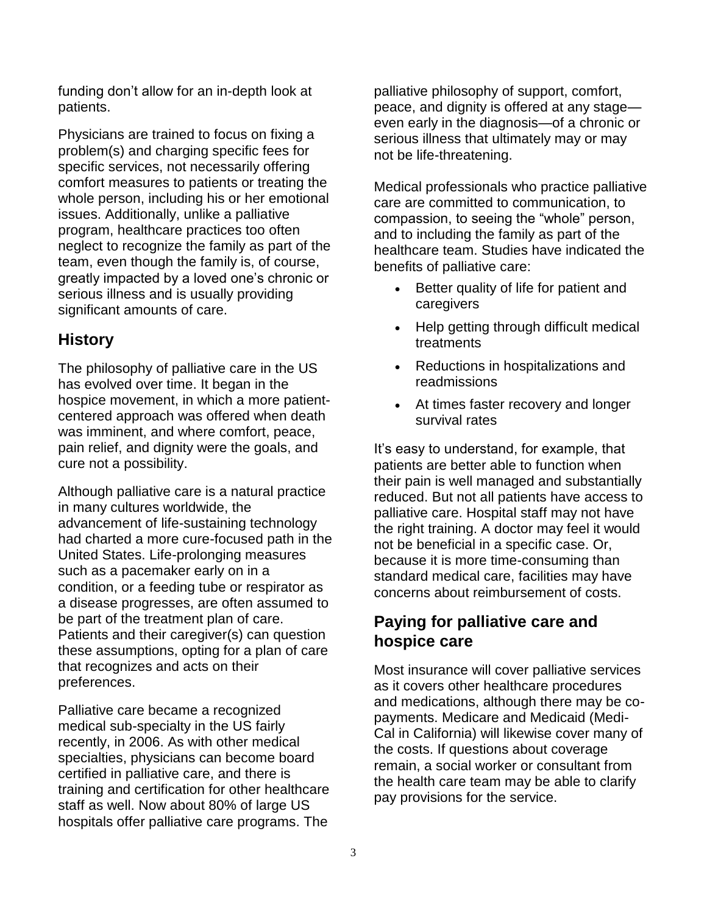funding don't allow for an in-depth look at patients.

Physicians are trained to focus on fixing a problem(s) and charging specific fees for specific services, not necessarily offering comfort measures to patients or treating the whole person, including his or her emotional issues. Additionally, unlike a palliative program, healthcare practices too often neglect to recognize the family as part of the team, even though the family is, of course, greatly impacted by a loved one's chronic or serious illness and is usually providing significant amounts of care.

## History

The philosophy of palliative care in the US has evolved over time. It began in the hospice movement, in which a more patient-centered approach was offered when death was imminent, and where comfort, peace, pain relief, and dignity were the goals, and cure not a possibility.

Although palliative care is a natural practice in many cultures worldwide, the advancement of life-sustaining technology had charted a more cure-focused path in the United States. Life-prolonging measures such as a pacemaker early on in a condition, or a feeding tube or respirator as a disease progresses, are often assumed to be part of the treatment plan of care. Patients and their caregiver(s) can question these assumptions, opting for a plan of care that recognizes and acts on their preferences.

Palliative care became a recognized medical sub-specialty in the US fairly recently, in 2006. As with other medical specialties, physicians can become board certified in palliative care, and there is training and certification for other healthcare staff as well. Now about 80% of large US hospitals offer palliative care programs. The palliative philosophy of support, comfort, peace, and dignity is offered at any stage—even early in the diagnosis—of a chronic or serious illness that ultimately may or may not be life-threatening.

Medical professionals who practice palliative care are committed to communication, to compassion, to seeing the "whole" person, and to including the family as part of the healthcare team. Studies have indicated the benefits of palliative care:

- Better quality of life for patient and caregivers
- Help getting through difficult medical treatments
- Reductions in hospitalizations and readmissions
- At times faster recovery and longer survival rates

It's easy to understand, for example, that patients are better able to function when their pain is well managed and substantially reduced. But not all patients have access to palliative care. Hospital staff may not have the right training. A doctor may feel it would not be beneficial in a specific case. Or, because it is more time-consuming than standard medical care, facilities may have concerns about reimbursement of costs.

## Paying for palliative care and hospice care

Most insurance will cover palliative services as it covers other healthcare procedures and medications, although there may be co-payments. Medicare and Medicaid (Medi-Cal in California) will likewise cover many of the costs. If questions about coverage remain, a social worker or consultant from the health care team may be able to clarify pay provisions for the service.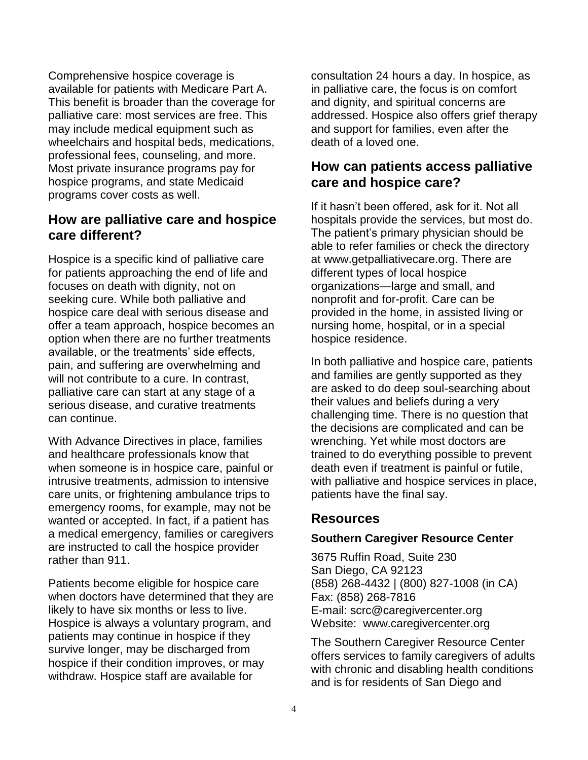Comprehensive hospice coverage is available for patients with Medicare Part A. This benefit is broader than the coverage for palliative care: most services are free. This may include medical equipment such as wheelchairs and hospital beds, medications, professional fees, counseling, and more. Most private insurance programs pay for hospice programs, and state Medicaid programs cover costs as well.

## How are palliative care and hospice care different?

Hospice is a specific kind of palliative care for patients approaching the end of life and focuses on death with dignity, not on seeking cure. While both palliative and hospice care deal with serious disease and offer a team approach, hospice becomes an option when there are no further treatments available, or the treatments' side effects, pain, and suffering are overwhelming and will not contribute to a cure. In contrast, palliative care can start at any stage of a serious disease, and curative treatments can continue.

With Advance Directives in place, families and healthcare professionals know that when someone is in hospice care, painful or intrusive treatments, admission to intensive care units, or frightening ambulance trips to emergency rooms, for example, may not be wanted or accepted. In fact, if a patient has a medical emergency, families or caregivers are instructed to call the hospice provider rather than 911.

Patients become eligible for hospice care when doctors have determined that they are likely to have six months or less to live. Hospice is always a voluntary program, and patients may continue in hospice if they survive longer, may be discharged from hospice if their condition improves, or may withdraw. Hospice staff are available for consultation 24 hours a day. In hospice, as in palliative care, the focus is on comfort and dignity, and spiritual concerns are addressed. Hospice also offers grief therapy and support for families, even after the death of a loved one.

## How can patients access palliative care and hospice care?

If it hasn't been offered, ask for it. Not all hospitals provide the services, but most do. The patient's primary physician should be able to refer families or check the directory at www.getpalliativecare.org. There are different types of local hospice organizations—large and small, and nonprofit and for-profit. Care can be provided in the home, in assisted living or nursing home, hospital, or in a special hospice residence.

In both palliative and hospice care, patients and families are gently supported as they are asked to do deep soul-searching about their values and beliefs during a very challenging time. There is no question that the decisions are complicated and can be wrenching. Yet while most doctors are trained to do everything possible to prevent death even if treatment is painful or futile, with palliative and hospice services in place, patients have the final say.

## Resources

### Southern Caregiver Resource Center

3675 Ruffin Road, Suite 230
San Diego, CA 92123
(858) 268-4432 | (800) 827-1008 (in CA)
Fax: (858) 268-7816
E-mail: scrc@caregivercenter.org
Website: www.caregivercenter.org

The Southern Caregiver Resource Center offers services to family caregivers of adults with chronic and disabling health conditions and is for residents of San Diego and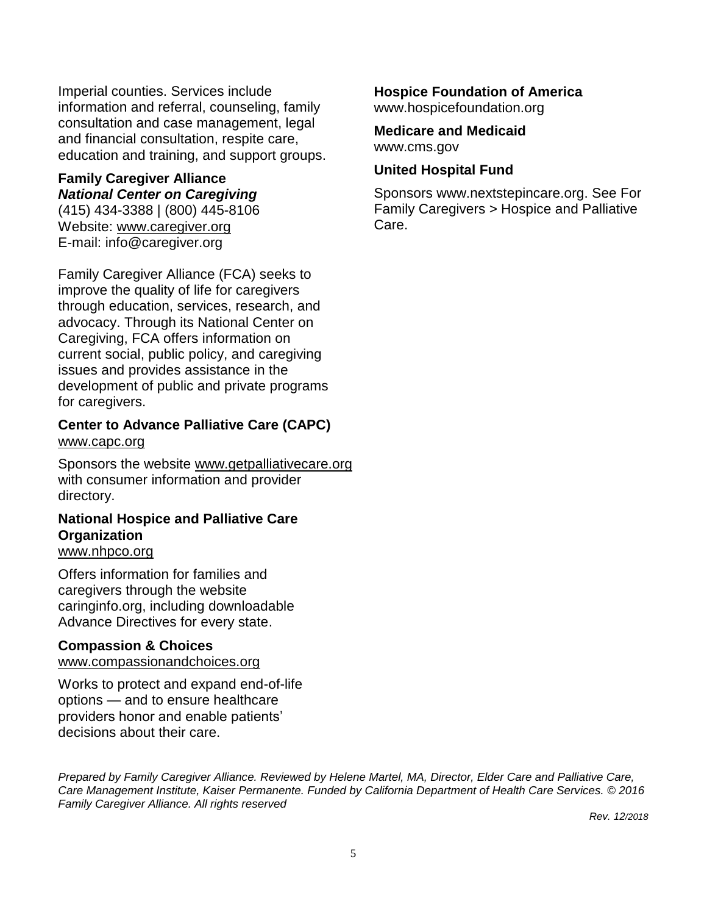Imperial counties. Services include information and referral, counseling, family consultation and case management, legal and financial consultation, respite care, education and training, and support groups.

**Family Caregiver Alliance**
***National Center on Caregiving***
(415) 434-3388 | (800) 445-8106
Website: www.caregiver.org
E-mail: info@caregiver.org

Family Caregiver Alliance (FCA) seeks to improve the quality of life for caregivers through education, services, research, and advocacy. Through its National Center on Caregiving, FCA offers information on current social, public policy, and caregiving issues and provides assistance in the development of public and private programs for caregivers.

**Center to Advance Palliative Care (CAPC)**
www.capc.org

Sponsors the website www.getpalliativecare.org with consumer information and provider directory.

**National Hospice and Palliative Care Organization**
www.nhpco.org

Offers information for families and caregivers through the website caringinfo.org, including downloadable Advance Directives for every state.

**Compassion & Choices**
www.compassionandchoices.org

Works to protect and expand end-of-life options — and to ensure healthcare providers honor and enable patients' decisions about their care.

**Hospice Foundation of America**
www.hospicefoundation.org

**Medicare and Medicaid**
www.cms.gov

**United Hospital Fund**

Sponsors www.nextstepincare.org. See For Family Caregivers > Hospice and Palliative Care.

*Prepared by Family Caregiver Alliance. Reviewed by Helene Martel, MA, Director, Elder Care and Palliative Care, Care Management Institute, Kaiser Permanente. Funded by California Department of Health Care Services. © 2016 Family Caregiver Alliance. All rights reserved*

*Rev. 12/2018*